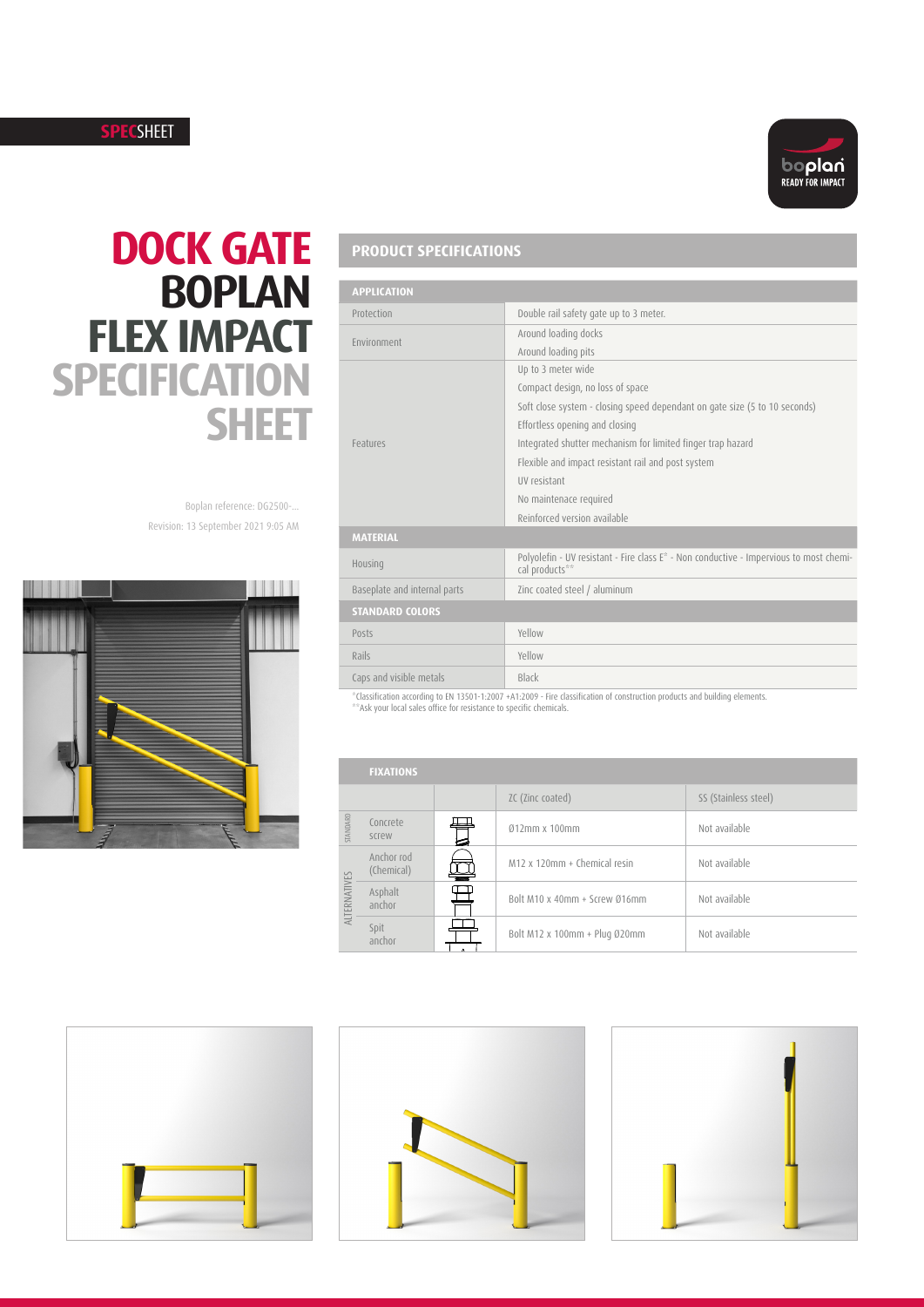SPECSHEET

# DOCK GATE BOPLAN FLEX IMPACT SPECIFICATION SHEET

Boplan reference: DG2500-...

Revision: 13 September 2021 9:05 AM

## PRODUCT SPECIFICATIONS

| APPLICATION | |
|---|---|
| Protection | Double rail safety gate up to 3 meter. |
| Environment | Around loading docks<br>Around loading pits |
| Features | Up to 3 meter wide<br>Compact design, no loss of space<br>Soft close system - closing speed dependant on gate size (5 to 10 seconds)<br>Effortless opening and closing<br>Integrated shutter mechanism for limited finger trap hazard<br>Flexible and impact resistant rail and post system<br>UV resistant<br>No maintenace required<br>Reinforced version available |
| **MATERIAL** | |
| Housing | Polyolefin - UV resistant - Fire class E* - Non conductive - Impervious to most chemical products** |
| Baseplate and internal parts | Zinc coated steel / aluminum |
| **STANDARD COLORS** | |
| Posts | Yellow |
| Rails | Yellow |
| Caps and visible metals | Black |

*Classification according to EN 13501-1:2007 +A1:2009 - Fire classification of construction products and building elements.
**Ask your local sales office for resistance to specific chemicals.

| FIXATIONS | | | ZC (Zinc coated) | SS (Stainless steel) |
|---|---|---|---|---|
| STANDARD | Concrete screw | | Ø12mm x 100mm | Not available |
| ALTERNATIVES | Anchor rod (Chemical) | | M12 x 120mm + Chemical resin | Not available |
| | Asphalt anchor | | Bolt M10 x 40mm + Screw Ø16mm | Not available |
| | Spit anchor | | Bolt M12 x 100mm + Plug Ø20mm | Not available |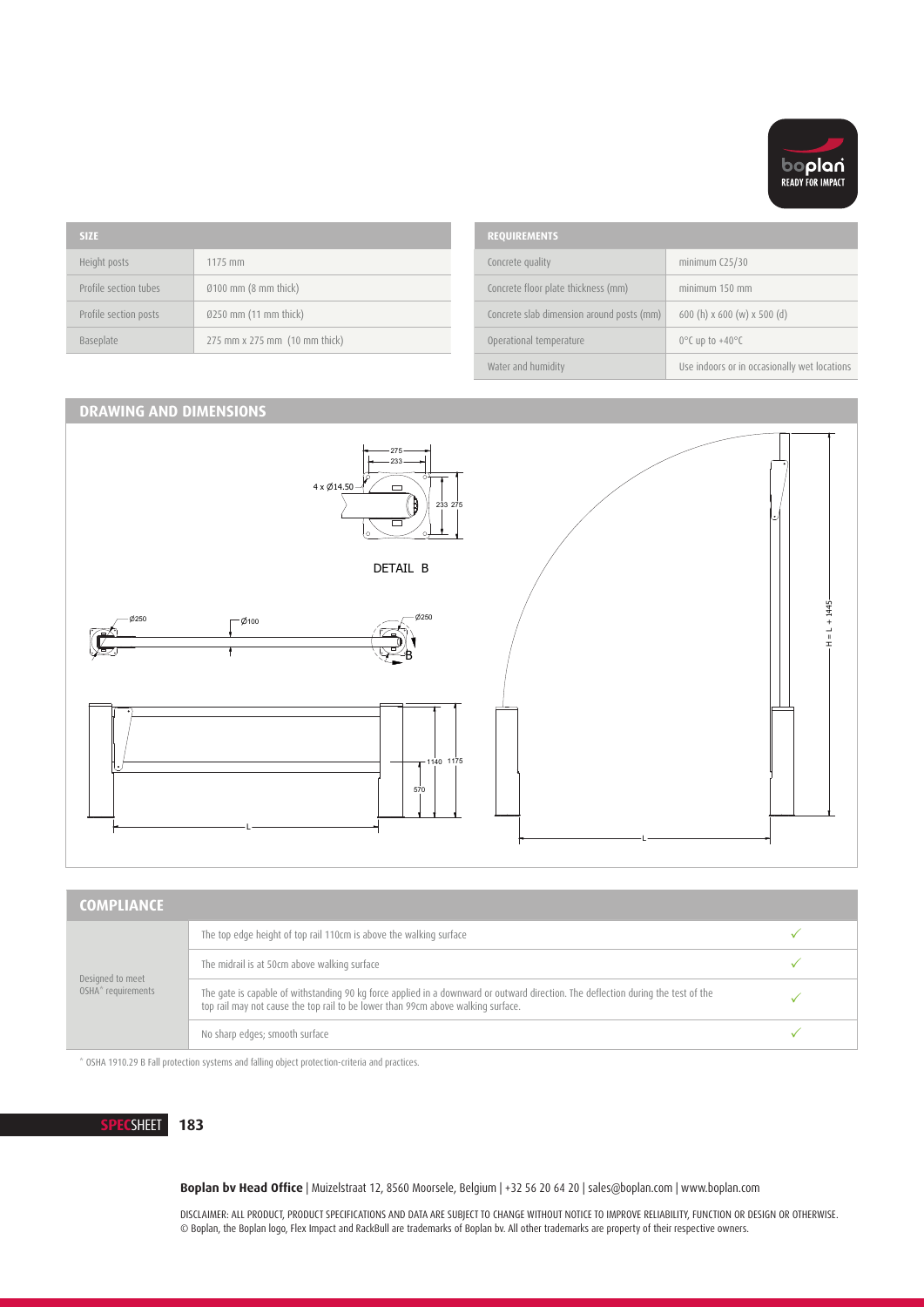| SIZE | |
|---|---|
| Height posts | 1175 mm |
| Profile section tubes | Ø100 mm (8 mm thick) |
| Profile section posts | Ø250 mm (11 mm thick) |
| Baseplate | 275 mm x 275 mm (10 mm thick) |

| REQUIREMENTS | |
|---|---|
| Concrete quality | minimum C25/30 |
| Concrete floor plate thickness (mm) | minimum 150 mm |
| Concrete slab dimension around posts (mm) | 600 (h) x 600 (w) x 500 (d) |
| Operational temperature | 0°C up to +40°C |
| Water and humidity | Use indoors or in occasionally wet locations |

## DRAWING AND DIMENSIONS

275
233
4 x Ø14.50
233 275

DETAIL B

Ø250 Ø100 Ø250

B

1140 1175

570

L

H = L + 1445

L

## COMPLIANCE

| | | |
|---|---|---|
| Designed to meet OSHA* requirements | The top edge height of top rail 110cm is above the walking surface | ✓ |
| | The midrail is at 50cm above walking surface | ✓ |
| | The gate is capable of withstanding 90 kg force applied in a downward or outward direction. The deflection during the test of the top rail may not cause the top rail to be lower than 99cm above walking surface. | ✓ |
| | No sharp edges; smooth surface | ✓ |

* OSHA 1910.29 B Fall protection systems and falling object protection-criteria and practices.

**SPEC**SHEET **183**

**Boplan bv Head Office** | Muizelstraat 12, 8560 Moorsele, Belgium | +32 56 20 64 20 | sales@boplan.com | www.boplan.com

DISCLAIMER: ALL PRODUCT, PRODUCT SPECIFICATIONS AND DATA ARE SUBJECT TO CHANGE WITHOUT NOTICE TO IMPROVE RELIABILITY, FUNCTION OR DESIGN OR OTHERWISE.
© Boplan, the Boplan logo, Flex Impact and RackBull are trademarks of Boplan bv. All other trademarks are property of their respective owners.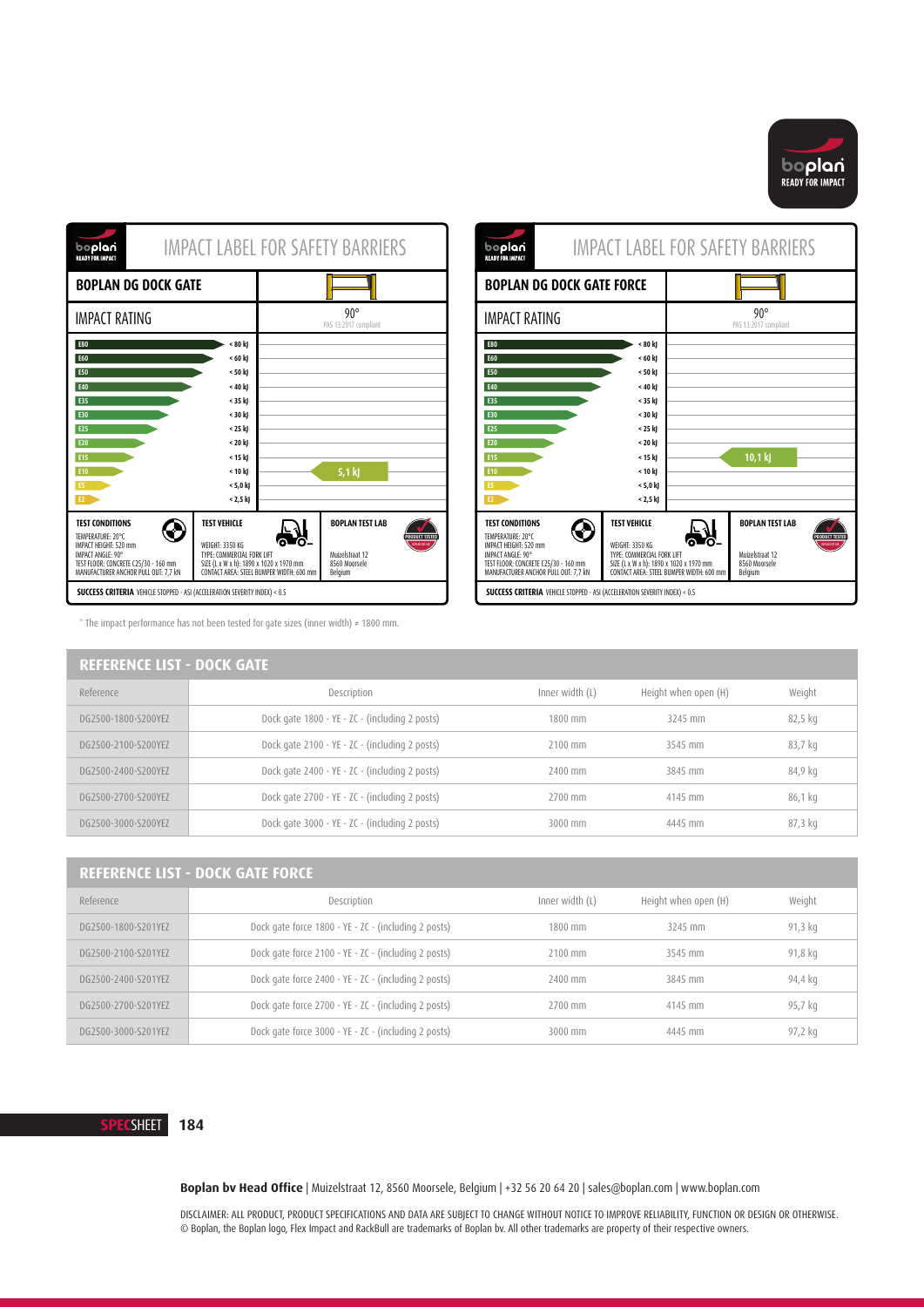## IMPACT LABEL FOR SAFETY BARRIERS

### BOPLAN DG DOCK GATE

IMPACT RATING — 90° PAS 13:2017 compliant

E80 < 80 kJ
E60 < 60 kJ
E50 < 50 kJ
E40 < 40 kJ
E35 < 35 kJ
E30 < 30 kJ
E25 < 25 kJ
E20 < 20 kJ
E15 < 15 kJ
E10 < 10 kJ
E5 < 5,0 kJ
E2 < 2,5 kJ

5,1 kJ

**TEST CONDITIONS**
TEMPERATURE: 20°C
IMPACT HEIGHT: 520 mm
IMPACT ANGLE: 90°
TEST FLOOR: CONCRETE C25/30 - 160 mm
MANUFACTURER ANCHOR PULL OUT: 7,7 kN

**TEST VEHICLE**
WEIGHT: 3350 KG
TYPE: COMMERCIAL FORK LIFT
SIZE (L x W x h): 1890 x 1020 x 1970 mm
CONTACT AREA: STEEL BUMPER WIDTH: 600 mm

**BOPLAN TEST LAB**
Muizelstraat 12
8560 Moorsele
Belgium

**SUCCESS CRITERIA** VEHICLE STOPPED - ASI (ACCELERATION SEVERITY INDEX) < 0.5

## IMPACT LABEL FOR SAFETY BARRIERS

### BOPLAN DG DOCK GATE FORCE

IMPACT RATING — 90° PAS 13:2017 compliant

E80 < 80 kJ
E60 < 60 kJ
E50 < 50 kJ
E40 < 40 kJ
E35 < 35 kJ
E30 < 30 kJ
E25 < 25 kJ
E20 < 20 kJ
E15 < 15 kJ
E10 < 10 kJ
E5 < 5,0 kJ
E2 < 2,5 kJ

10,1 kJ

**TEST CONDITIONS**
TEMPERATURE: 20°C
IMPACT HEIGHT: 520 mm
IMPACT ANGLE: 90°
TEST FLOOR: CONCRETE C25/30 - 160 mm
MANUFACTURER ANCHOR PULL OUT: 7,7 kN

**TEST VEHICLE**
WEIGHT: 3350 KG
TYPE: COMMERCIAL FORK LIFT
SIZE (L x W x h): 1890 x 1020 x 1970 mm
CONTACT AREA: STEEL BUMPER WIDTH: 600 mm

**BOPLAN TEST LAB**
Muizelstraat 12
8560 Moorsele
Belgium

**SUCCESS CRITERIA** VEHICLE STOPPED - ASI (ACCELERATION SEVERITY INDEX) < 0.5

* The impact performance has not been tested for gate sizes (inner width) ≠ 1800 mm.

## REFERENCE LIST - DOCK GATE

| Reference | Description | Inner width (L) | Height when open (H) | Weight |
|---|---|---|---|---|
| DG2500-1800-S200YEZ | Dock gate 1800 - YE - ZC - (including 2 posts) | 1800 mm | 3245 mm | 82,5 kg |
| DG2500-2100-S200YEZ | Dock gate 2100 - YE - ZC - (including 2 posts) | 2100 mm | 3545 mm | 83,7 kg |
| DG2500-2400-S200YEZ | Dock gate 2400 - YE - ZC - (including 2 posts) | 2400 mm | 3845 mm | 84,9 kg |
| DG2500-2700-S200YEZ | Dock gate 2700 - YE - ZC - (including 2 posts) | 2700 mm | 4145 mm | 86,1 kg |
| DG2500-3000-S200YEZ | Dock gate 3000 - YE - ZC - (including 2 posts) | 3000 mm | 4445 mm | 87,3 kg |

## REFERENCE LIST - DOCK GATE FORCE

| Reference | Description | Inner width (L) | Height when open (H) | Weight |
|---|---|---|---|---|
| DG2500-1800-S201YEZ | Dock gate force 1800 - YE - ZC - (including 2 posts) | 1800 mm | 3245 mm | 91,3 kg |
| DG2500-2100-S201YEZ | Dock gate force 2100 - YE - ZC - (including 2 posts) | 2100 mm | 3545 mm | 91,8 kg |
| DG2500-2400-S201YEZ | Dock gate force 2400 - YE - ZC - (including 2 posts) | 2400 mm | 3845 mm | 94,4 kg |
| DG2500-2700-S201YEZ | Dock gate force 2700 - YE - ZC - (including 2 posts) | 2700 mm | 4145 mm | 95,7 kg |
| DG2500-3000-S201YEZ | Dock gate force 3000 - YE - ZC - (including 2 posts) | 3000 mm | 4445 mm | 97,2 kg |

SPECSHEET 184

**Boplan bv Head Office** | Muizelstraat 12, 8560 Moorsele, Belgium | +32 56 20 64 20 | sales@boplan.com | www.boplan.com

DISCLAIMER: ALL PRODUCT, PRODUCT SPECIFICATIONS AND DATA ARE SUBJECT TO CHANGE WITHOUT NOTICE TO IMPROVE RELIABILITY, FUNCTION OR DESIGN OR OTHERWISE.
© Boplan, the Boplan logo, Flex Impact and RackBull are trademarks of Boplan bv. All other trademarks are property of their respective owners.